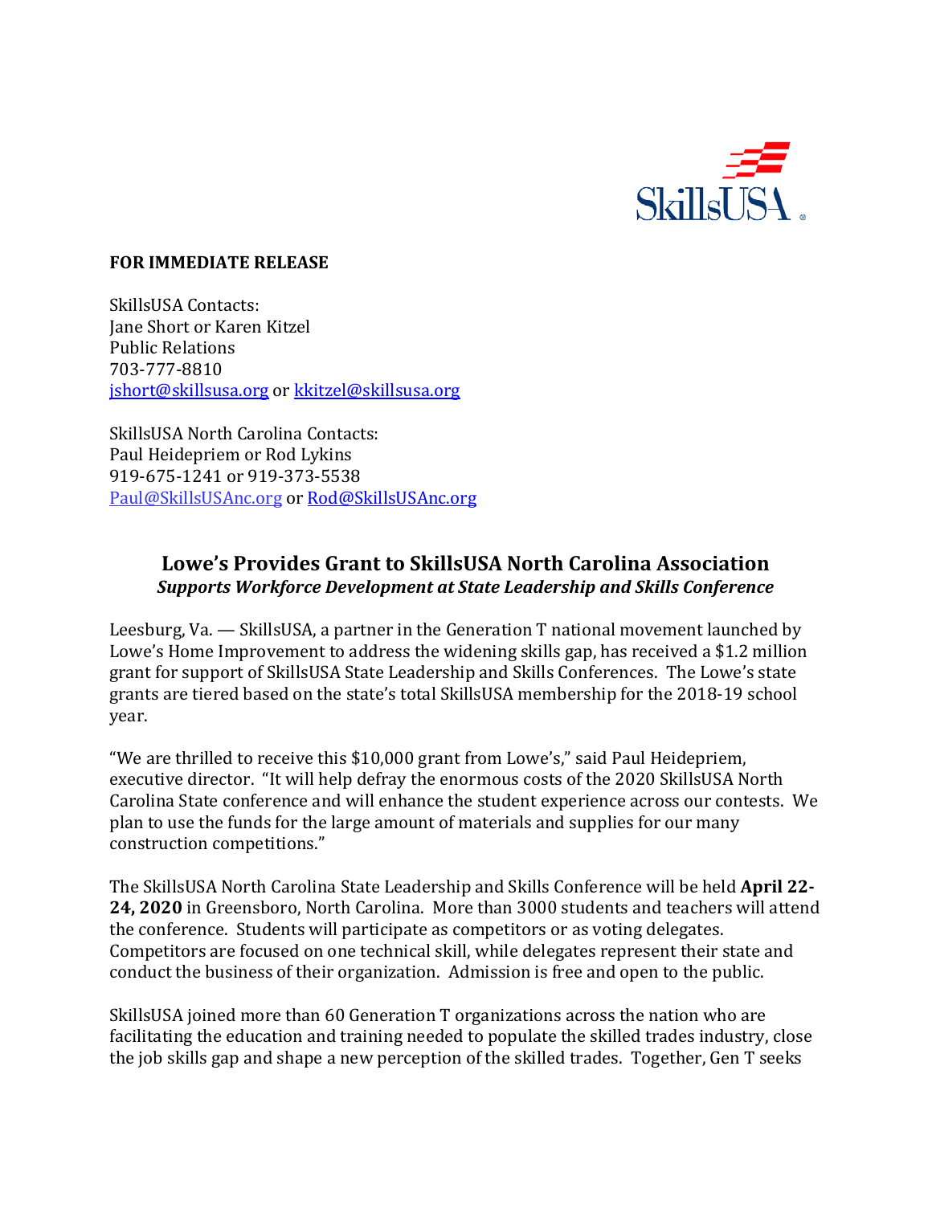**FOR IMMEDIATE RELEASE**

SkillsUSA Contacts:
Jane Short or Karen Kitzel
Public Relations
703-777-8810
jshort@skillsusa.org or kkitzel@skillsusa.org

SkillsUSA North Carolina Contacts:
Paul Heidepriem or Rod Lykins
919-675-1241 or 919-373-5538
Paul@SkillsUSAnc.org or Rod@SkillsUSAnc.org

## Lowe's Provides Grant to SkillsUSA North Carolina Association

***Supports Workforce Development at State Leadership and Skills Conference***

Leesburg, Va. — SkillsUSA, a partner in the Generation T national movement launched by Lowe's Home Improvement to address the widening skills gap, has received a $1.2 million grant for support of SkillsUSA State Leadership and Skills Conferences. The Lowe's state grants are tiered based on the state's total SkillsUSA membership for the 2018-19 school year.

"We are thrilled to receive this $10,000 grant from Lowe's," said Paul Heidepriem, executive director. "It will help defray the enormous costs of the 2020 SkillsUSA North Carolina State conference and will enhance the student experience across our contests. We plan to use the funds for the large amount of materials and supplies for our many construction competitions."

The SkillsUSA North Carolina State Leadership and Skills Conference will be held **April 22-24, 2020** in Greensboro, North Carolina. More than 3000 students and teachers will attend the conference. Students will participate as competitors or as voting delegates. Competitors are focused on one technical skill, while delegates represent their state and conduct the business of their organization. Admission is free and open to the public.

SkillsUSA joined more than 60 Generation T organizations across the nation who are facilitating the education and training needed to populate the skilled trades industry, close the job skills gap and shape a new perception of the skilled trades. Together, Gen T seeks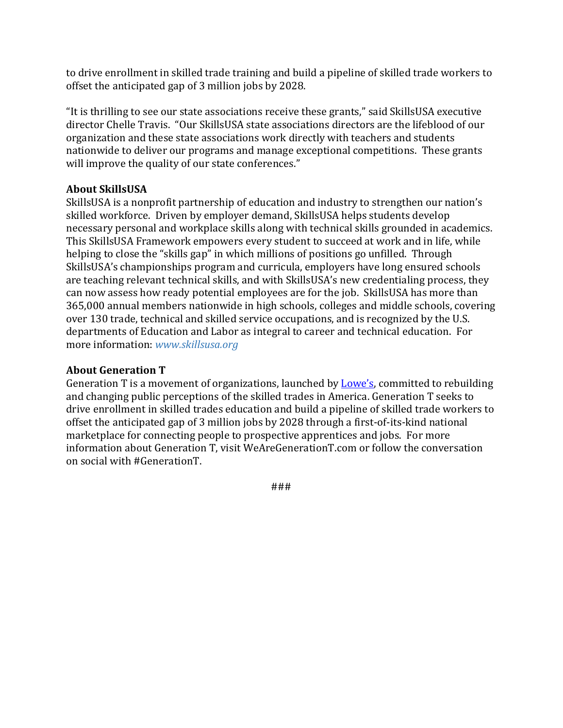to drive enrollment in skilled trade training and build a pipeline of skilled trade workers to offset the anticipated gap of 3 million jobs by 2028.

"It is thrilling to see our state associations receive these grants," said SkillsUSA executive director Chelle Travis. "Our SkillsUSA state associations directors are the lifeblood of our organization and these state associations work directly with teachers and students nationwide to deliver our programs and manage exceptional competitions. These grants will improve the quality of our state conferences."

**About SkillsUSA**

SkillsUSA is a nonprofit partnership of education and industry to strengthen our nation's skilled workforce. Driven by employer demand, SkillsUSA helps students develop necessary personal and workplace skills along with technical skills grounded in academics. This SkillsUSA Framework empowers every student to succeed at work and in life, while helping to close the "skills gap" in which millions of positions go unfilled. Through SkillsUSA's championships program and curricula, employers have long ensured schools are teaching relevant technical skills, and with SkillsUSA's new credentialing process, they can now assess how ready potential employees are for the job. SkillsUSA has more than 365,000 annual members nationwide in high schools, colleges and middle schools, covering over 130 trade, technical and skilled service occupations, and is recognized by the U.S. departments of Education and Labor as integral to career and technical education. For more information: *www.skillsusa.org*

**About Generation T**

Generation T is a movement of organizations, launched by Lowe's, committed to rebuilding and changing public perceptions of the skilled trades in America. Generation T seeks to drive enrollment in skilled trades education and build a pipeline of skilled trade workers to offset the anticipated gap of 3 million jobs by 2028 through a first-of-its-kind national marketplace for connecting people to prospective apprentices and jobs. For more information about Generation T, visit WeAreGenerationT.com or follow the conversation on social with #GenerationT.

###